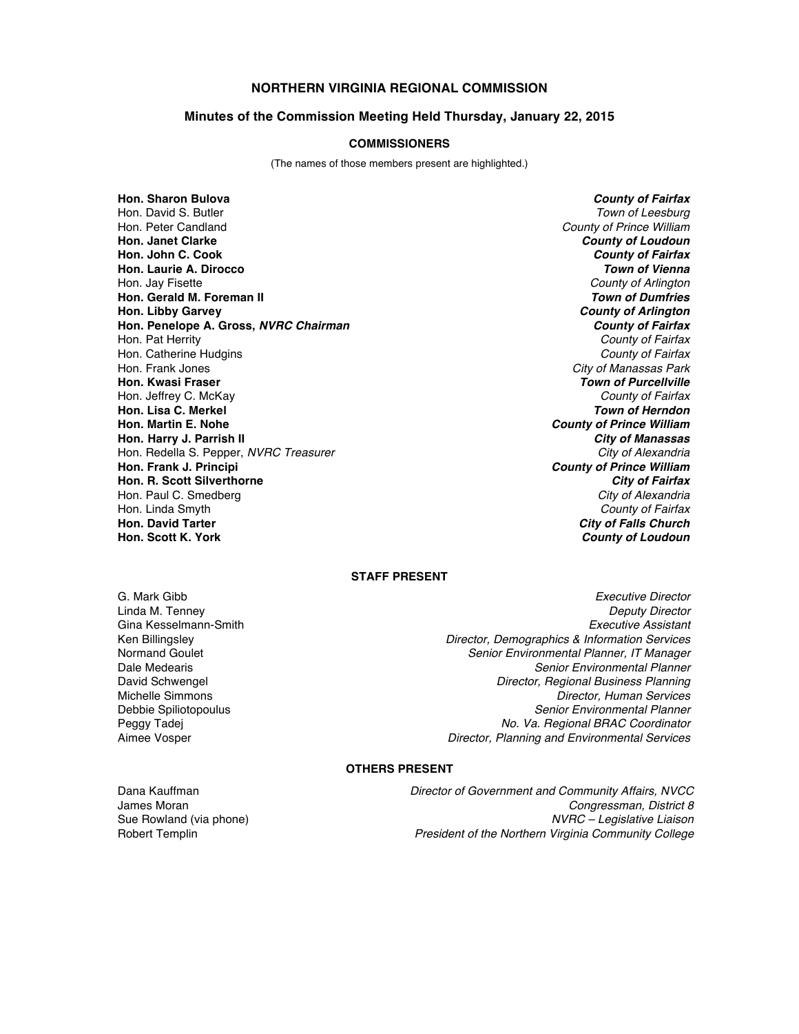# NORTHERN VIRGINIA REGIONAL COMMISSION

## Minutes of the Commission Meeting Held Thursday, January 22, 2015

### COMMISSIONERS

(The names of those members present are highlighted.)

| | |
|---|---|
| **Hon. Sharon Bulova** | ***County of Fairfax*** |
| Hon. David S. Butler | *Town of Leesburg* |
| Hon. Peter Candland | *County of Prince William* |
| **Hon. Janet Clarke** | ***County of Loudoun*** |
| **Hon. John C. Cook** | ***County of Fairfax*** |
| **Hon. Laurie A. Dirocco** | ***Town of Vienna*** |
| Hon. Jay Fisette | *County of Arlington* |
| **Hon. Gerald M. Foreman II** | ***Town of Dumfries*** |
| **Hon. Libby Garvey** | ***County of Arlington*** |
| **Hon. Penelope A. Gross, *NVRC Chairman*** | ***County of Fairfax*** |
| Hon. Pat Herrity | *County of Fairfax* |
| Hon. Catherine Hudgins | *County of Fairfax* |
| Hon. Frank Jones | *City of Manassas Park* |
| **Hon. Kwasi Fraser** | ***Town of Purcellville*** |
| Hon. Jeffrey C. McKay | *County of Fairfax* |
| **Hon. Lisa C. Merkel** | ***Town of Herndon*** |
| **Hon. Martin E. Nohe** | ***County of Prince William*** |
| **Hon. Harry J. Parrish II** | ***City of Manassas*** |
| Hon. Redella S. Pepper, *NVRC Treasurer* | *City of Alexandria* |
| **Hon. Frank J. Principi** | ***County of Prince William*** |
| **Hon. R. Scott Silverthorne** | ***City of Fairfax*** |
| Hon. Paul C. Smedberg | *City of Alexandria* |
| Hon. Linda Smyth | *County of Fairfax* |
| **Hon. David Tarter** | ***City of Falls Church*** |
| **Hon. Scott K. York** | ***County of Loudoun*** |

### STAFF PRESENT

| | |
|---|---|
| G. Mark Gibb | *Executive Director* |
| Linda M. Tenney | *Deputy Director* |
| Gina Kesselmann-Smith | *Executive Assistant* |
| Ken Billingsley | *Director, Demographics & Information Services* |
| Normand Goulet | *Senior Environmental Planner, IT Manager* |
| Dale Medearis | *Senior Environmental Planner* |
| David Schwengel | *Director, Regional Business Planning* |
| Michelle Simmons | *Director, Human Services* |
| Debbie Spiliotopoulus | *Senior Environmental Planner* |
| Peggy Tadej | *No. Va. Regional BRAC Coordinator* |
| Aimee Vosper | *Director, Planning and Environmental Services* |

### OTHERS PRESENT

| | |
|---|---|
| Dana Kauffman | *Director of Government and Community Affairs, NVCC* |
| James Moran | *Congressman, District 8* |
| Sue Rowland (via phone) | *NVRC – Legislative Liaison* |
| Robert Templin | *President of the Northern Virginia Community College* |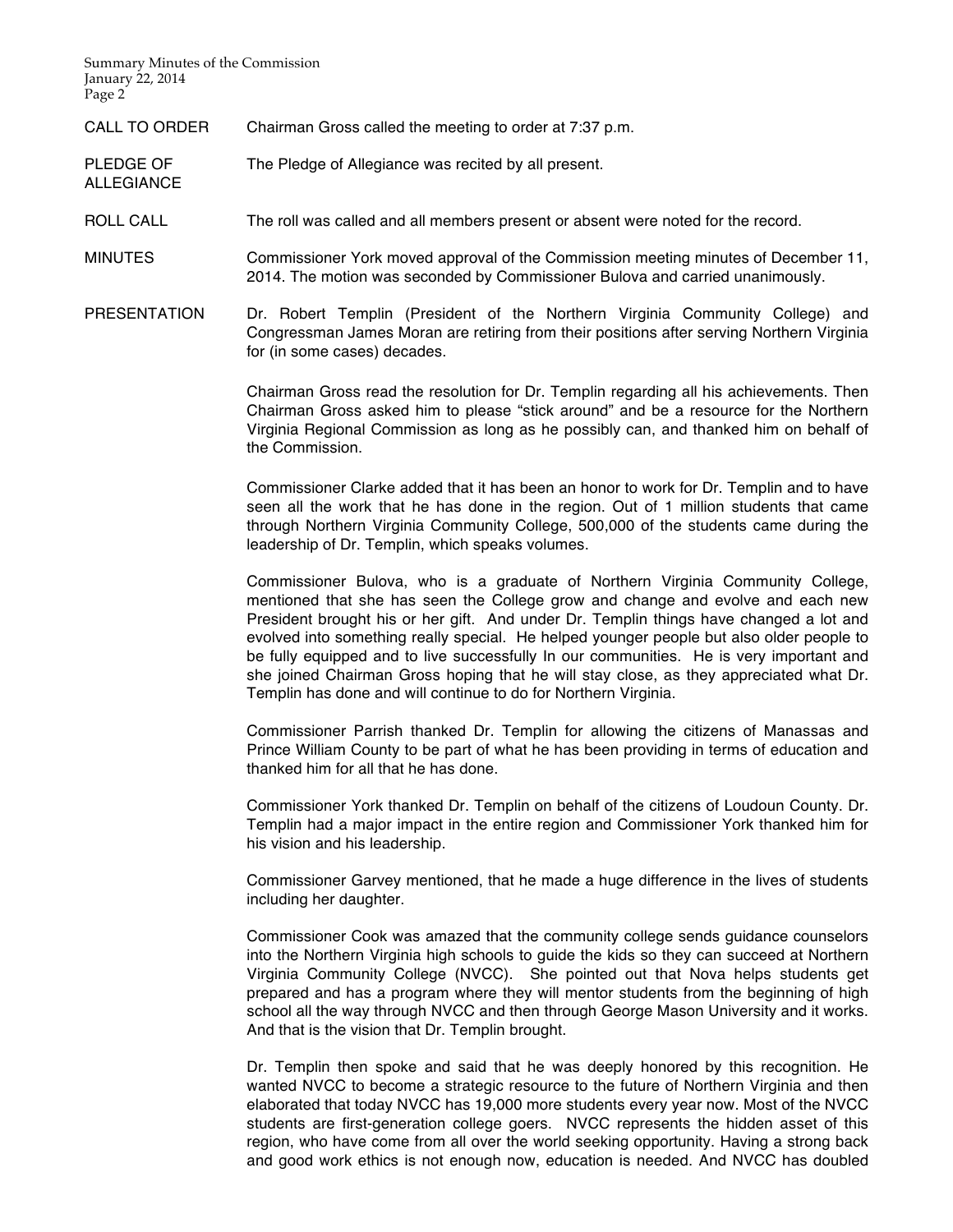**CALL TO ORDER** Chairman Gross called the meeting to order at 7:37 p.m.

**PLEDGE OF ALLEGIANCE** The Pledge of Allegiance was recited by all present.

**ROLL CALL** The roll was called and all members present or absent were noted for the record.

**MINUTES** Commissioner York moved approval of the Commission meeting minutes of December 11, 2014. The motion was seconded by Commissioner Bulova and carried unanimously.

**PRESENTATION** Dr. Robert Templin (President of the Northern Virginia Community College) and Congressman James Moran are retiring from their positions after serving Northern Virginia for (in some cases) decades.

Chairman Gross read the resolution for Dr. Templin regarding all his achievements. Then Chairman Gross asked him to please "stick around" and be a resource for the Northern Virginia Regional Commission as long as he possibly can, and thanked him on behalf of the Commission.

Commissioner Clarke added that it has been an honor to work for Dr. Templin and to have seen all the work that he has done in the region. Out of 1 million students that came through Northern Virginia Community College, 500,000 of the students came during the leadership of Dr. Templin, which speaks volumes.

Commissioner Bulova, who is a graduate of Northern Virginia Community College, mentioned that she has seen the College grow and change and evolve and each new President brought his or her gift. And under Dr. Templin things have changed a lot and evolved into something really special. He helped younger people but also older people to be fully equipped and to live successfully In our communities. He is very important and she joined Chairman Gross hoping that he will stay close, as they appreciated what Dr. Templin has done and will continue to do for Northern Virginia.

Commissioner Parrish thanked Dr. Templin for allowing the citizens of Manassas and Prince William County to be part of what he has been providing in terms of education and thanked him for all that he has done.

Commissioner York thanked Dr. Templin on behalf of the citizens of Loudoun County. Dr. Templin had a major impact in the entire region and Commissioner York thanked him for his vision and his leadership.

Commissioner Garvey mentioned, that he made a huge difference in the lives of students including her daughter.

Commissioner Cook was amazed that the community college sends guidance counselors into the Northern Virginia high schools to guide the kids so they can succeed at Northern Virginia Community College (NVCC). She pointed out that Nova helps students get prepared and has a program where they will mentor students from the beginning of high school all the way through NVCC and then through George Mason University and it works. And that is the vision that Dr. Templin brought.

Dr. Templin then spoke and said that he was deeply honored by this recognition. He wanted NVCC to become a strategic resource to the future of Northern Virginia and then elaborated that today NVCC has 19,000 more students every year now. Most of the NVCC students are first-generation college goers. NVCC represents the hidden asset of this region, who have come from all over the world seeking opportunity. Having a strong back and good work ethics is not enough now, education is needed. And NVCC has doubled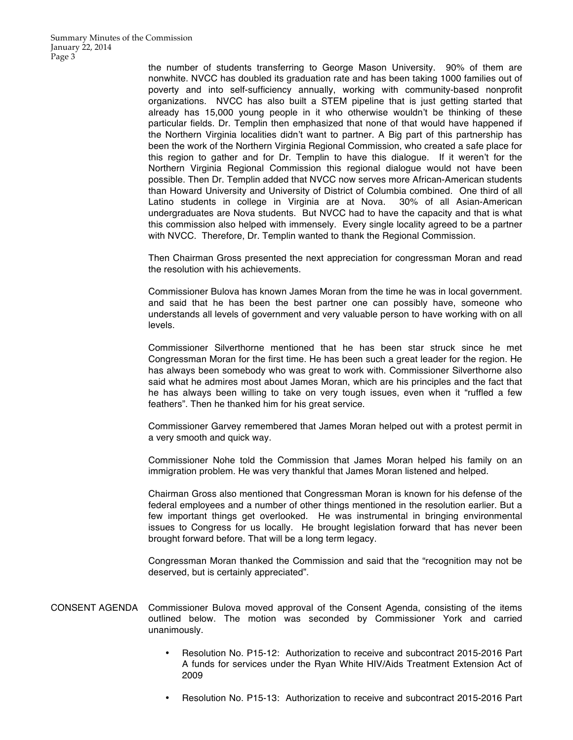the number of students transferring to George Mason University. 90% of them are nonwhite. NVCC has doubled its graduation rate and has been taking 1000 families out of poverty and into self-sufficiency annually, working with community-based nonprofit organizations. NVCC has also built a STEM pipeline that is just getting started that already has 15,000 young people in it who otherwise wouldn't be thinking of these particular fields. Dr. Templin then emphasized that none of that would have happened if the Northern Virginia localities didn't want to partner. A Big part of this partnership has been the work of the Northern Virginia Regional Commission, who created a safe place for this region to gather and for Dr. Templin to have this dialogue. If it weren't for the Northern Virginia Regional Commission this regional dialogue would not have been possible. Then Dr. Templin added that NVCC now serves more African-American students than Howard University and University of District of Columbia combined. One third of all Latino students in college in Virginia are at Nova. 30% of all Asian-American undergraduates are Nova students. But NVCC had to have the capacity and that is what this commission also helped with immensely. Every single locality agreed to be a partner with NVCC. Therefore, Dr. Templin wanted to thank the Regional Commission.

Then Chairman Gross presented the next appreciation for congressman Moran and read the resolution with his achievements.

Commissioner Bulova has known James Moran from the time he was in local government. and said that he has been the best partner one can possibly have, someone who understands all levels of government and very valuable person to have working with on all levels.

Commissioner Silverthorne mentioned that he has been star struck since he met Congressman Moran for the first time. He has been such a great leader for the region. He has always been somebody who was great to work with. Commissioner Silverthorne also said what he admires most about James Moran, which are his principles and the fact that he has always been willing to take on very tough issues, even when it "ruffled a few feathers". Then he thanked him for his great service.

Commissioner Garvey remembered that James Moran helped out with a protest permit in a very smooth and quick way.

Commissioner Nohe told the Commission that James Moran helped his family on an immigration problem. He was very thankful that James Moran listened and helped.

Chairman Gross also mentioned that Congressman Moran is known for his defense of the federal employees and a number of other things mentioned in the resolution earlier. But a few important things get overlooked. He was instrumental in bringing environmental issues to Congress for us locally. He brought legislation forward that has never been brought forward before. That will be a long term legacy.

Congressman Moran thanked the Commission and said that the "recognition may not be deserved, but is certainly appreciated".

CONSENT AGENDA Commissioner Bulova moved approval of the Consent Agenda, consisting of the items outlined below. The motion was seconded by Commissioner York and carried unanimously.

- Resolution No. P15-12: Authorization to receive and subcontract 2015-2016 Part A funds for services under the Ryan White HIV/Aids Treatment Extension Act of 2009

- Resolution No. P15-13: Authorization to receive and subcontract 2015-2016 Part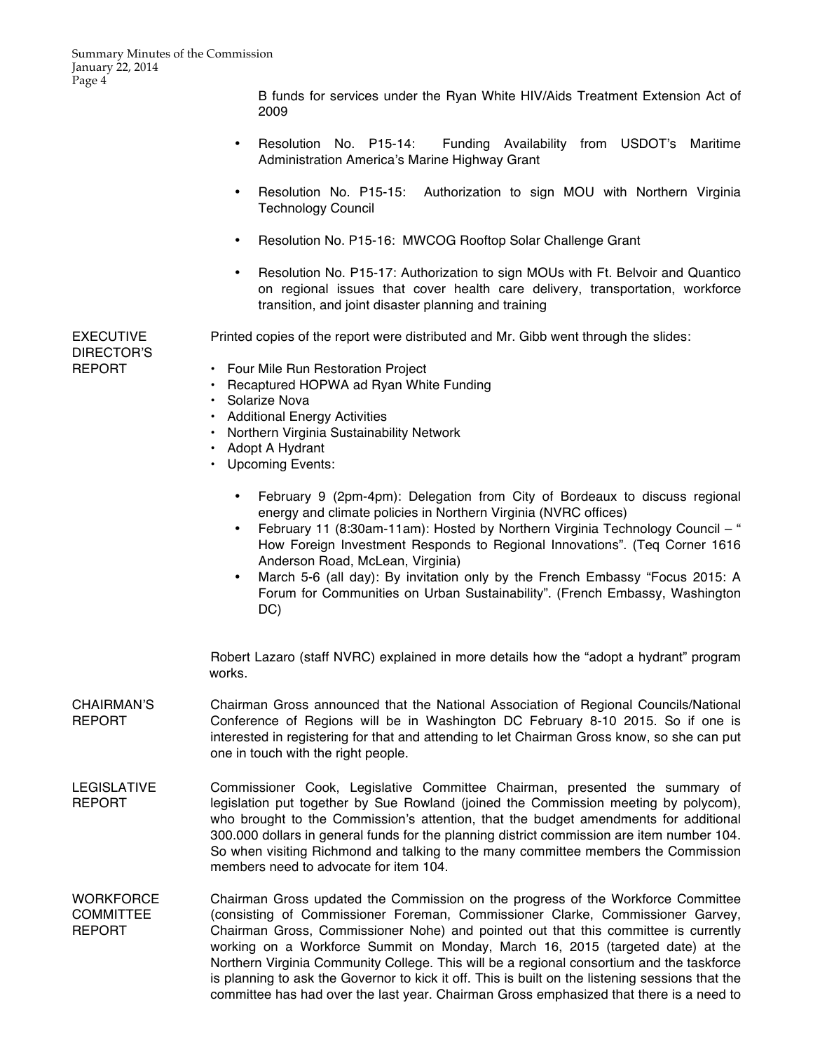B funds for services under the Ryan White HIV/Aids Treatment Extension Act of 2009

- Resolution No. P15-14: Funding Availability from USDOT's Maritime Administration America's Marine Highway Grant
- Resolution No. P15-15: Authorization to sign MOU with Northern Virginia Technology Council
- Resolution No. P15-16: MWCOG Rooftop Solar Challenge Grant
- Resolution No. P15-17: Authorization to sign MOUs with Ft. Belvoir and Quantico on regional issues that cover health care delivery, transportation, workforce transition, and joint disaster planning and training

**EXECUTIVE DIRECTOR'S REPORT**

Printed copies of the report were distributed and Mr. Gibb went through the slides:

- Four Mile Run Restoration Project
- Recaptured HOPWA ad Ryan White Funding
- Solarize Nova
- Additional Energy Activities
- Northern Virginia Sustainability Network
- Adopt A Hydrant
- Upcoming Events:
    - February 9 (2pm-4pm): Delegation from City of Bordeaux to discuss regional energy and climate policies in Northern Virginia (NVRC offices)
    - February 11 (8:30am-11am): Hosted by Northern Virginia Technology Council – " How Foreign Investment Responds to Regional Innovations". (Teq Corner 1616 Anderson Road, McLean, Virginia)
    - March 5-6 (all day): By invitation only by the French Embassy "Focus 2015: A Forum for Communities on Urban Sustainability". (French Embassy, Washington DC)

Robert Lazaro (staff NVRC) explained in more details how the "adopt a hydrant" program works.

**CHAIRMAN'S REPORT**

Chairman Gross announced that the National Association of Regional Councils/National Conference of Regions will be in Washington DC February 8-10 2015. So if one is interested in registering for that and attending to let Chairman Gross know, so she can put one in touch with the right people.

**LEGISLATIVE REPORT**

Commissioner Cook, Legislative Committee Chairman, presented the summary of legislation put together by Sue Rowland (joined the Commission meeting by polycom), who brought to the Commission's attention, that the budget amendments for additional 300.000 dollars in general funds for the planning district commission are item number 104. So when visiting Richmond and talking to the many committee members the Commission members need to advocate for item 104.

**WORKFORCE COMMITTEE REPORT**

Chairman Gross updated the Commission on the progress of the Workforce Committee (consisting of Commissioner Foreman, Commissioner Clarke, Commissioner Garvey, Chairman Gross, Commissioner Nohe) and pointed out that this committee is currently working on a Workforce Summit on Monday, March 16, 2015 (targeted date) at the Northern Virginia Community College. This will be a regional consortium and the taskforce is planning to ask the Governor to kick it off. This is built on the listening sessions that the committee has had over the last year. Chairman Gross emphasized that there is a need to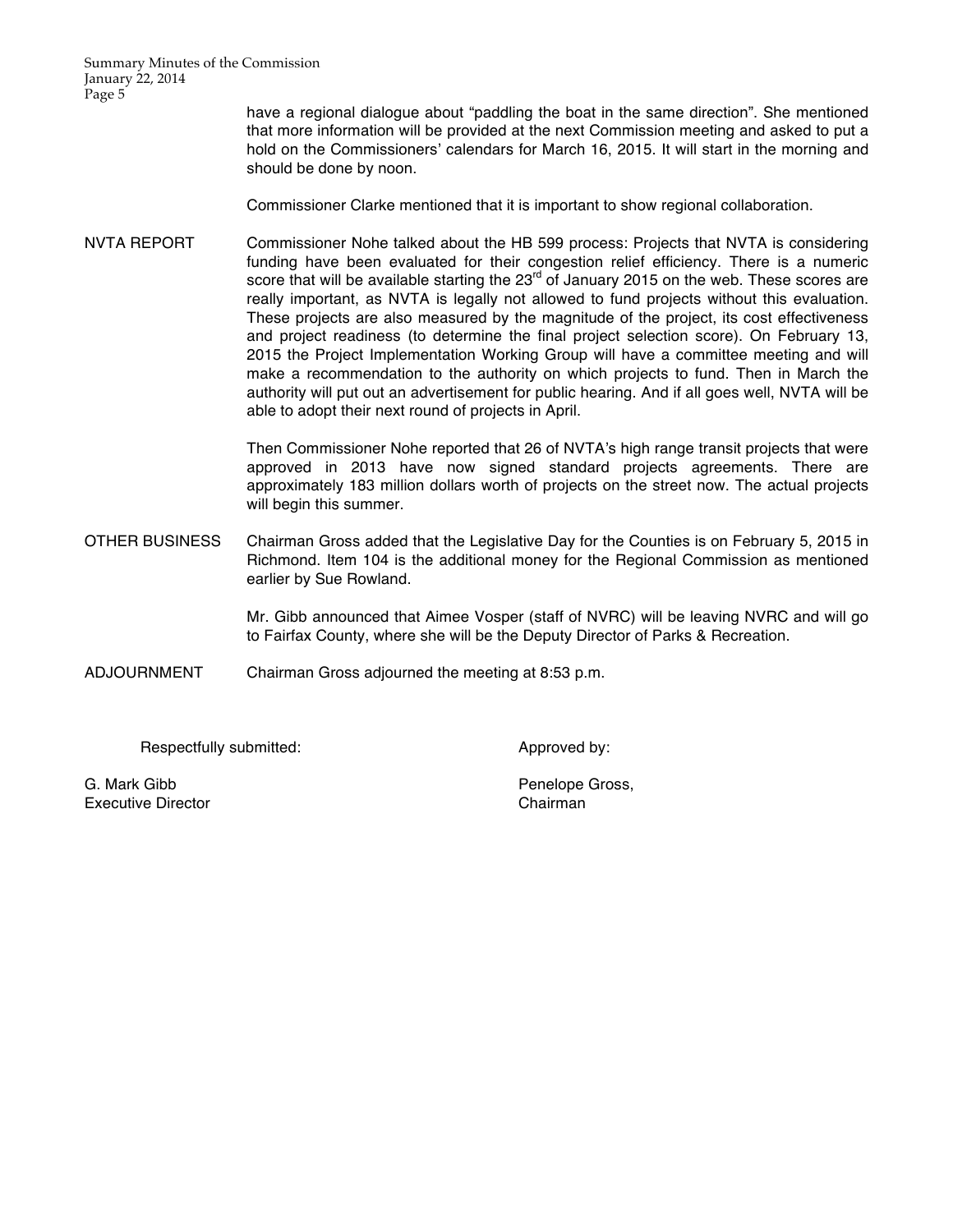have a regional dialogue about "paddling the boat in the same direction". She mentioned that more information will be provided at the next Commission meeting and asked to put a hold on the Commissioners' calendars for March 16, 2015. It will start in the morning and should be done by noon.

Commissioner Clarke mentioned that it is important to show regional collaboration.

**NVTA REPORT**

Commissioner Nohe talked about the HB 599 process: Projects that NVTA is considering funding have been evaluated for their congestion relief efficiency. There is a numeric score that will be available starting the 23rd of January 2015 on the web. These scores are really important, as NVTA is legally not allowed to fund projects without this evaluation. These projects are also measured by the magnitude of the project, its cost effectiveness and project readiness (to determine the final project selection score). On February 13, 2015 the Project Implementation Working Group will have a committee meeting and will make a recommendation to the authority on which projects to fund. Then in March the authority will put out an advertisement for public hearing. And if all goes well, NVTA will be able to adopt their next round of projects in April.

Then Commissioner Nohe reported that 26 of NVTA's high range transit projects that were approved in 2013 have now signed standard projects agreements. There are approximately 183 million dollars worth of projects on the street now. The actual projects will begin this summer.

**OTHER BUSINESS**

Chairman Gross added that the Legislative Day for the Counties is on February 5, 2015 in Richmond. Item 104 is the additional money for the Regional Commission as mentioned earlier by Sue Rowland.

Mr. Gibb announced that Aimee Vosper (staff of NVRC) will be leaving NVRC and will go to Fairfax County, where she will be the Deputy Director of Parks & Recreation.

**ADJOURNMENT**

Chairman Gross adjourned the meeting at 8:53 p.m.

Respectfully submitted:

G. Mark Gibb
Executive Director

Approved by:

Penelope Gross,
Chairman